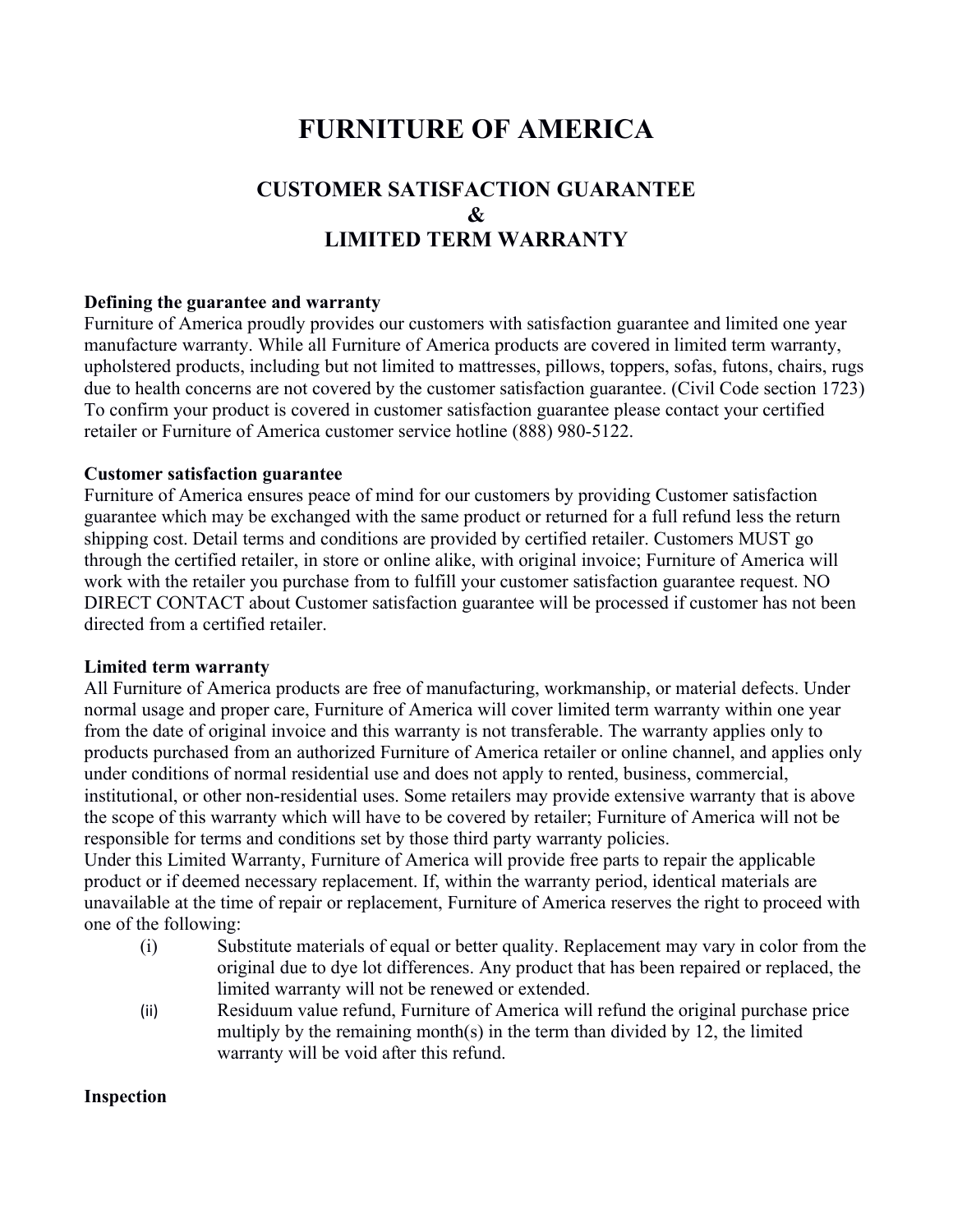# FURNITURE OF AMERICA

## CUSTOMER SATISFACTION GUARANTEE
## &
## LIMITED TERM WARRANTY

**Defining the guarantee and warranty**

Furniture of America proudly provides our customers with satisfaction guarantee and limited one year manufacture warranty. While all Furniture of America products are covered in limited term warranty, upholstered products, including but not limited to mattresses, pillows, toppers, sofas, futons, chairs, rugs due to health concerns are not covered by the customer satisfaction guarantee. (Civil Code section 1723) To confirm your product is covered in customer satisfaction guarantee please contact your certified retailer or Furniture of America customer service hotline (888) 980-5122.

**Customer satisfaction guarantee**

Furniture of America ensures peace of mind for our customers by providing Customer satisfaction guarantee which may be exchanged with the same product or returned for a full refund less the return shipping cost. Detail terms and conditions are provided by certified retailer. Customers MUST go through the certified retailer, in store or online alike, with original invoice; Furniture of America will work with the retailer you purchase from to fulfill your customer satisfaction guarantee request. NO DIRECT CONTACT about Customer satisfaction guarantee will be processed if customer has not been directed from a certified retailer.

**Limited term warranty**

All Furniture of America products are free of manufacturing, workmanship, or material defects. Under normal usage and proper care, Furniture of America will cover limited term warranty within one year from the date of original invoice and this warranty is not transferable. The warranty applies only to products purchased from an authorized Furniture of America retailer or online channel, and applies only under conditions of normal residential use and does not apply to rented, business, commercial, institutional, or other non-residential uses. Some retailers may provide extensive warranty that is above the scope of this warranty which will have to be covered by retailer; Furniture of America will not be responsible for terms and conditions set by those third party warranty policies.

Under this Limited Warranty, Furniture of America will provide free parts to repair the applicable product or if deemed necessary replacement. If, within the warranty period, identical materials are unavailable at the time of repair or replacement, Furniture of America reserves the right to proceed with one of the following:

- (i) Substitute materials of equal or better quality. Replacement may vary in color from the original due to dye lot differences. Any product that has been repaired or replaced, the limited warranty will not be renewed or extended.
- (ii) Residuum value refund, Furniture of America will refund the original purchase price multiply by the remaining month(s) in the term than divided by 12, the limited warranty will be void after this refund.

**Inspection**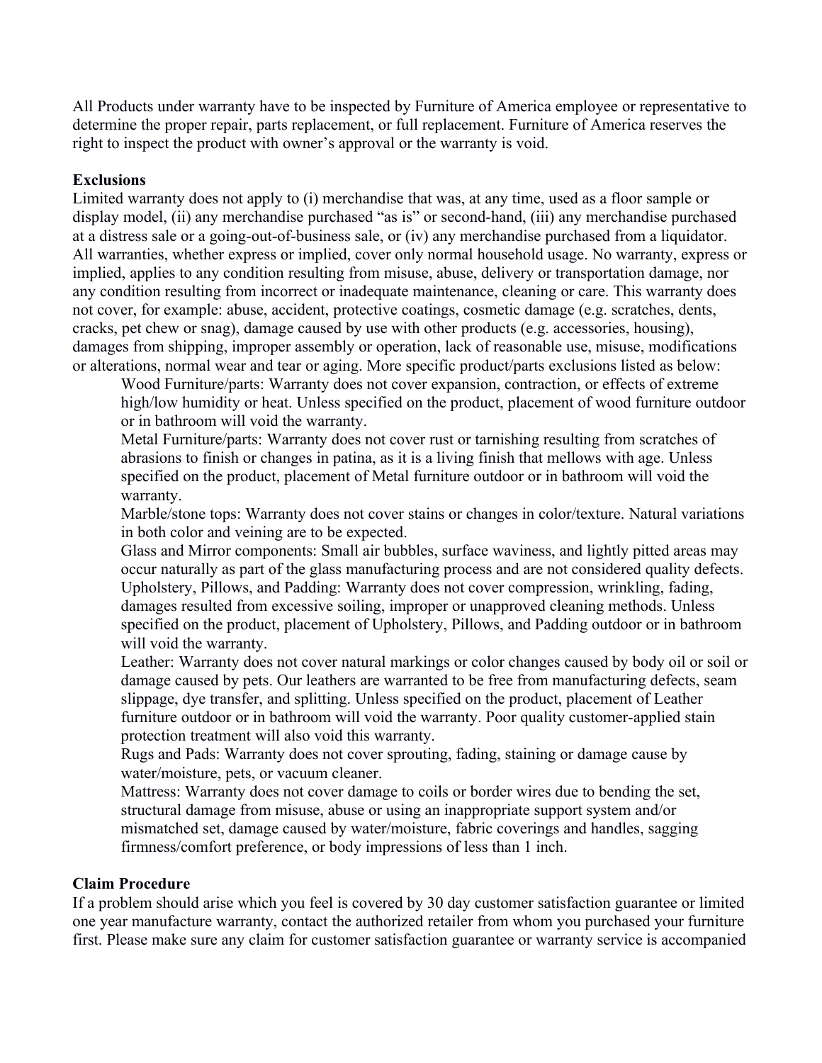All Products under warranty have to be inspected by Furniture of America employee or representative to determine the proper repair, parts replacement, or full replacement. Furniture of America reserves the right to inspect the product with owner's approval or the warranty is void.

**Exclusions**

Limited warranty does not apply to (i) merchandise that was, at any time, used as a floor sample or display model, (ii) any merchandise purchased "as is" or second-hand, (iii) any merchandise purchased at a distress sale or a going-out-of-business sale, or (iv) any merchandise purchased from a liquidator. All warranties, whether express or implied, cover only normal household usage. No warranty, express or implied, applies to any condition resulting from misuse, abuse, delivery or transportation damage, nor any condition resulting from incorrect or inadequate maintenance, cleaning or care. This warranty does not cover, for example: abuse, accident, protective coatings, cosmetic damage (e.g. scratches, dents, cracks, pet chew or snag), damage caused by use with other products (e.g. accessories, housing), damages from shipping, improper assembly or operation, lack of reasonable use, misuse, modifications or alterations, normal wear and tear or aging. More specific product/parts exclusions listed as below:

Wood Furniture/parts: Warranty does not cover expansion, contraction, or effects of extreme high/low humidity or heat. Unless specified on the product, placement of wood furniture outdoor or in bathroom will void the warranty.

Metal Furniture/parts: Warranty does not cover rust or tarnishing resulting from scratches of abrasions to finish or changes in patina, as it is a living finish that mellows with age. Unless specified on the product, placement of Metal furniture outdoor or in bathroom will void the warranty.

Marble/stone tops: Warranty does not cover stains or changes in color/texture. Natural variations in both color and veining are to be expected.

Glass and Mirror components: Small air bubbles, surface waviness, and lightly pitted areas may occur naturally as part of the glass manufacturing process and are not considered quality defects.

Upholstery, Pillows, and Padding: Warranty does not cover compression, wrinkling, fading, damages resulted from excessive soiling, improper or unapproved cleaning methods. Unless specified on the product, placement of Upholstery, Pillows, and Padding outdoor or in bathroom will void the warranty.

Leather: Warranty does not cover natural markings or color changes caused by body oil or soil or damage caused by pets. Our leathers are warranted to be free from manufacturing defects, seam slippage, dye transfer, and splitting. Unless specified on the product, placement of Leather furniture outdoor or in bathroom will void the warranty. Poor quality customer-applied stain protection treatment will also void this warranty.

Rugs and Pads: Warranty does not cover sprouting, fading, staining or damage cause by water/moisture, pets, or vacuum cleaner.

Mattress: Warranty does not cover damage to coils or border wires due to bending the set, structural damage from misuse, abuse or using an inappropriate support system and/or mismatched set, damage caused by water/moisture, fabric coverings and handles, sagging firmness/comfort preference, or body impressions of less than 1 inch.

**Claim Procedure**

If a problem should arise which you feel is covered by 30 day customer satisfaction guarantee or limited one year manufacture warranty, contact the authorized retailer from whom you purchased your furniture first. Please make sure any claim for customer satisfaction guarantee or warranty service is accompanied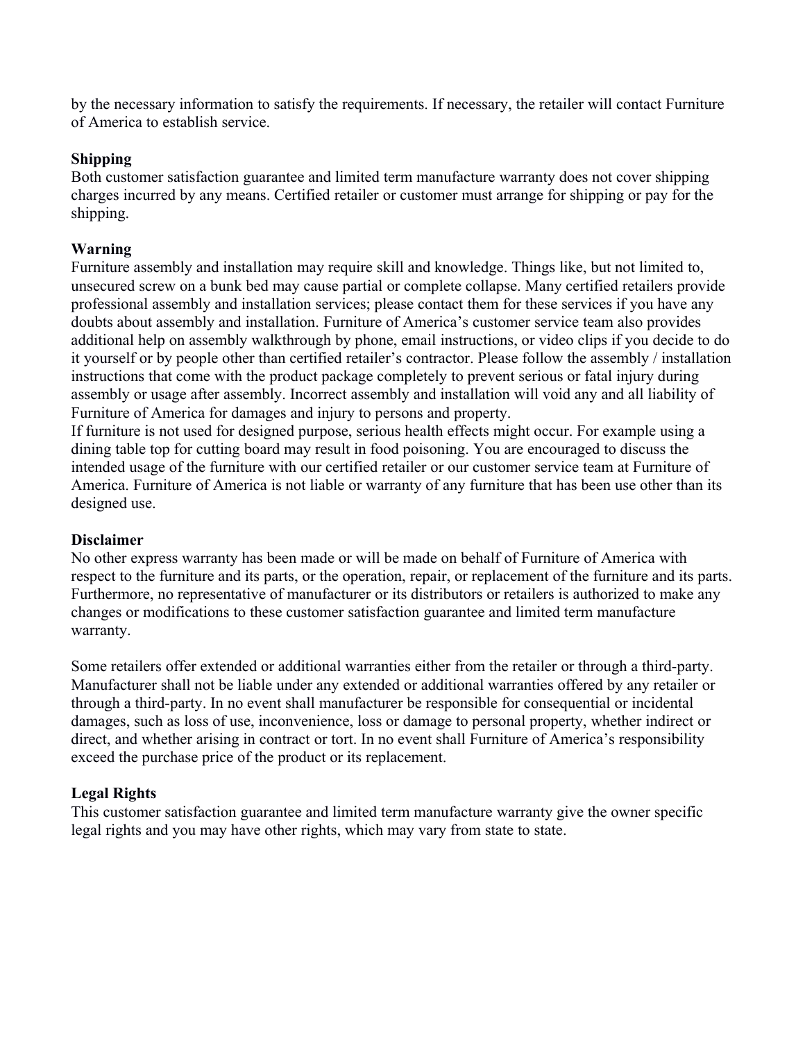by the necessary information to satisfy the requirements. If necessary, the retailer will contact Furniture of America to establish service.

**Shipping**

Both customer satisfaction guarantee and limited term manufacture warranty does not cover shipping charges incurred by any means. Certified retailer or customer must arrange for shipping or pay for the shipping.

**Warning**

Furniture assembly and installation may require skill and knowledge. Things like, but not limited to, unsecured screw on a bunk bed may cause partial or complete collapse. Many certified retailers provide professional assembly and installation services; please contact them for these services if you have any doubts about assembly and installation. Furniture of America's customer service team also provides additional help on assembly walkthrough by phone, email instructions, or video clips if you decide to do it yourself or by people other than certified retailer's contractor. Please follow the assembly / installation instructions that come with the product package completely to prevent serious or fatal injury during assembly or usage after assembly. Incorrect assembly and installation will void any and all liability of Furniture of America for damages and injury to persons and property.

If furniture is not used for designed purpose, serious health effects might occur. For example using a dining table top for cutting board may result in food poisoning. You are encouraged to discuss the intended usage of the furniture with our certified retailer or our customer service team at Furniture of America. Furniture of America is not liable or warranty of any furniture that has been use other than its designed use.

**Disclaimer**

No other express warranty has been made or will be made on behalf of Furniture of America with respect to the furniture and its parts, or the operation, repair, or replacement of the furniture and its parts. Furthermore, no representative of manufacturer or its distributors or retailers is authorized to make any changes or modifications to these customer satisfaction guarantee and limited term manufacture warranty.

Some retailers offer extended or additional warranties either from the retailer or through a third-party. Manufacturer shall not be liable under any extended or additional warranties offered by any retailer or through a third-party. In no event shall manufacturer be responsible for consequential or incidental damages, such as loss of use, inconvenience, loss or damage to personal property, whether indirect or direct, and whether arising in contract or tort. In no event shall Furniture of America's responsibility exceed the purchase price of the product or its replacement.

**Legal Rights**

This customer satisfaction guarantee and limited term manufacture warranty give the owner specific legal rights and you may have other rights, which may vary from state to state.